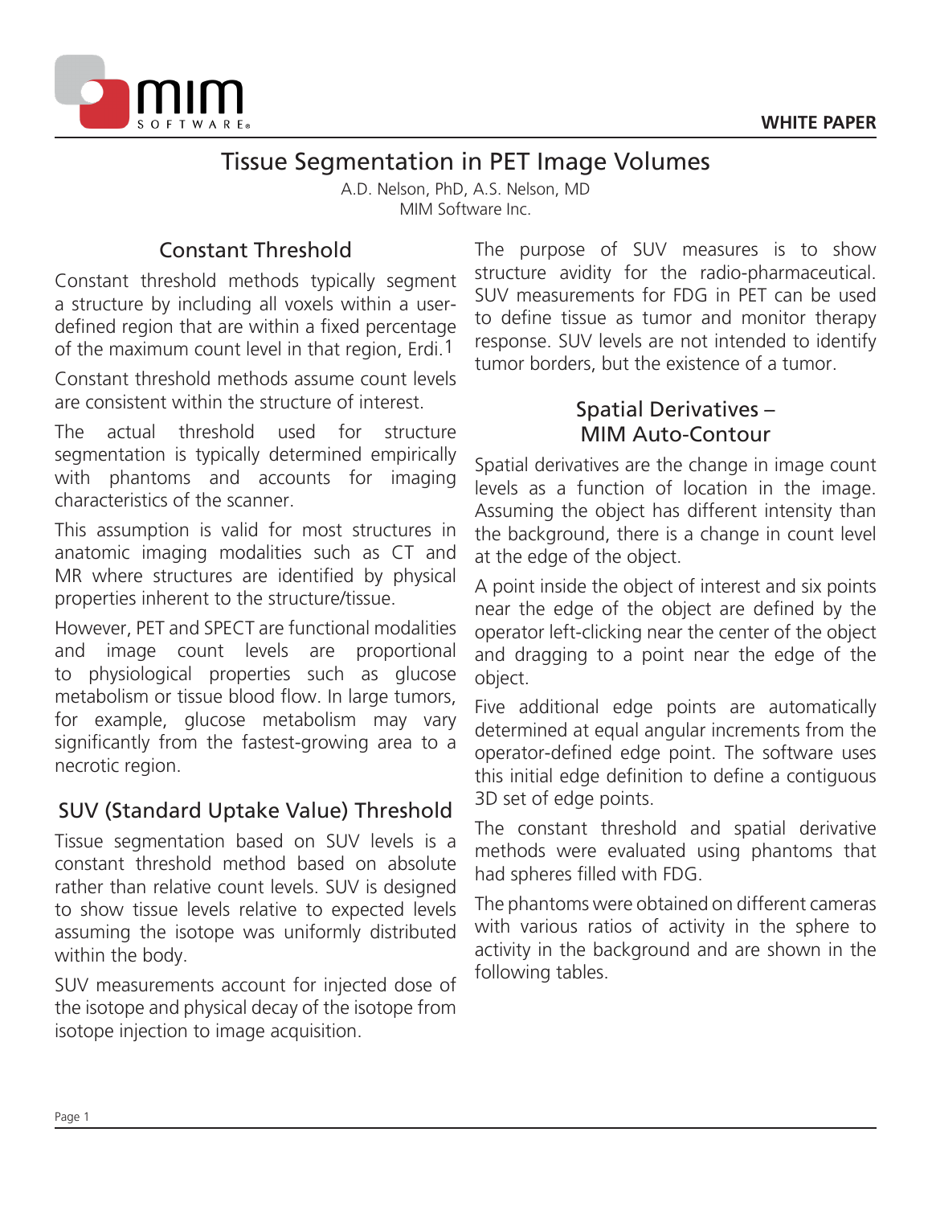# Tissue Segmentation in PET Image Volumes

A.D. Nelson, PhD, A.S. Nelson, MD
MIM Software Inc.

## Constant Threshold

Constant threshold methods typically segment a structure by including all voxels within a user-defined region that are within a fixed percentage of the maximum count level in that region, Erdi.[1]

Constant threshold methods assume count levels are consistent within the structure of interest.

The actual threshold used for structure segmentation is typically determined empirically with phantoms and accounts for imaging characteristics of the scanner.

This assumption is valid for most structures in anatomic imaging modalities such as CT and MR where structures are identified by physical properties inherent to the structure/tissue.

However, PET and SPECT are functional modalities and image count levels are proportional to physiological properties such as glucose metabolism or tissue blood flow. In large tumors, for example, glucose metabolism may vary significantly from the fastest-growing area to a necrotic region.

## SUV (Standard Uptake Value) Threshold

Tissue segmentation based on SUV levels is a constant threshold method based on absolute rather than relative count levels. SUV is designed to show tissue levels relative to expected levels assuming the isotope was uniformly distributed within the body.

SUV measurements account for injected dose of the isotope and physical decay of the isotope from isotope injection to image acquisition.

The purpose of SUV measures is to show structure avidity for the radio-pharmaceutical. SUV measurements for FDG in PET can be used to define tissue as tumor and monitor therapy response. SUV levels are not intended to identify tumor borders, but the existence of a tumor.

## Spatial Derivatives – MIM Auto-Contour

Spatial derivatives are the change in image count levels as a function of location in the image. Assuming the object has different intensity than the background, there is a change in count level at the edge of the object.

A point inside the object of interest and six points near the edge of the object are defined by the operator left-clicking near the center of the object and dragging to a point near the edge of the object.

Five additional edge points are automatically determined at equal angular increments from the operator-defined edge point. The software uses this initial edge definition to define a contiguous 3D set of edge points.

The constant threshold and spatial derivative methods were evaluated using phantoms that had spheres filled with FDG.

The phantoms were obtained on different cameras with various ratios of activity in the sphere to activity in the background and are shown in the following tables.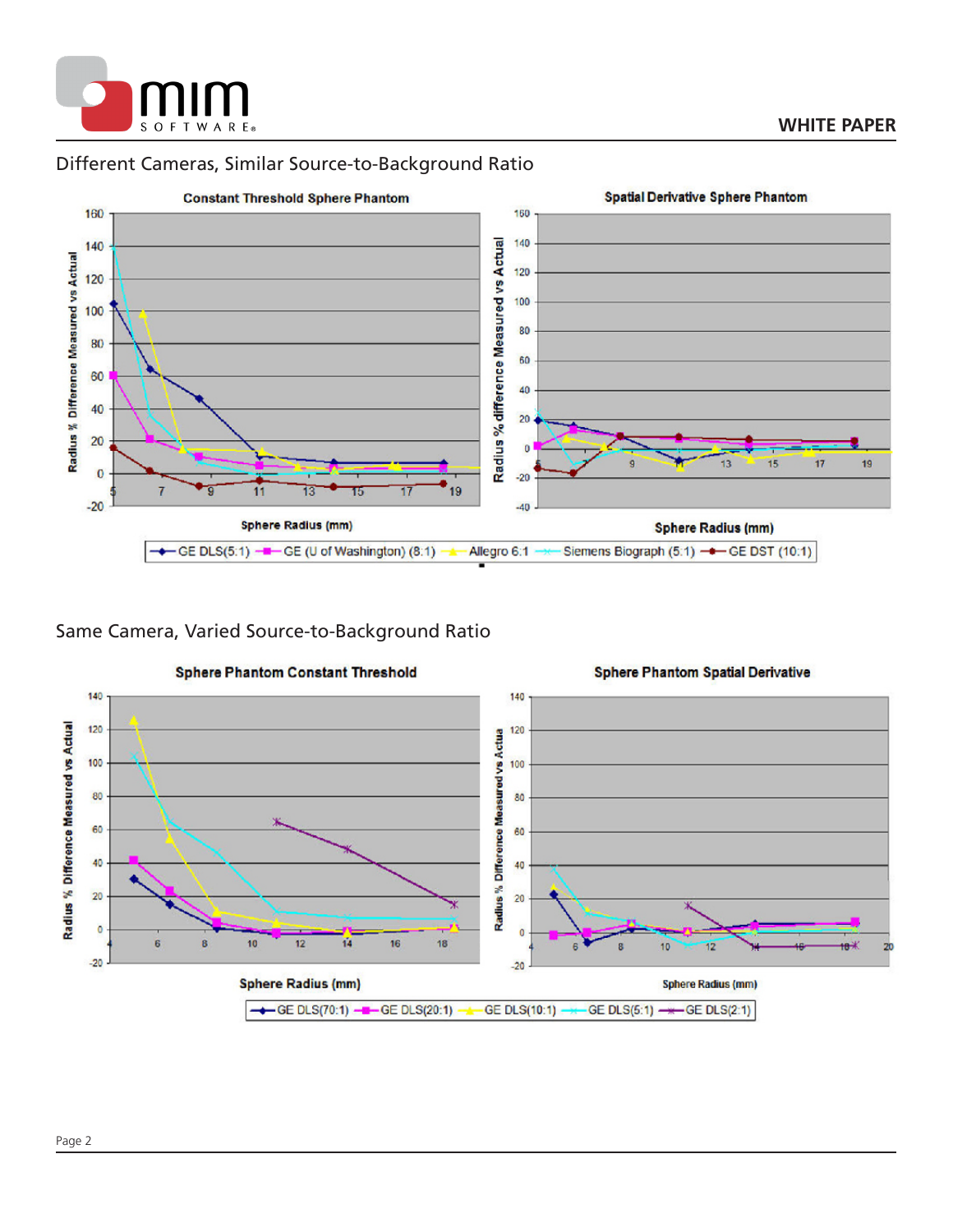## Different Cameras, Similar Source-to-Background Ratio

**Constant Threshold Sphere Phantom**

**Spatial Derivative Sphere Phantom**

Radius % Difference Measured vs Actual

Sphere Radius (mm)

GE DLS(5:1) — GE (U of Washington) (8:1) — Allegro 6:1 — Siemens Biograph (5:1) — GE DST (10:1)

## Same Camera, Varied Source-to-Background Ratio

**Sphere Phantom Constant Threshold**

**Sphere Phantom Spatial Derivative**

Radius % Difference Measured vs Actual

Sphere Radius (mm)

GE DLS(70:1) — GE DLS(20:1) — GE DLS(10:1) — GE DLS(5:1) — GE DLS(2:1)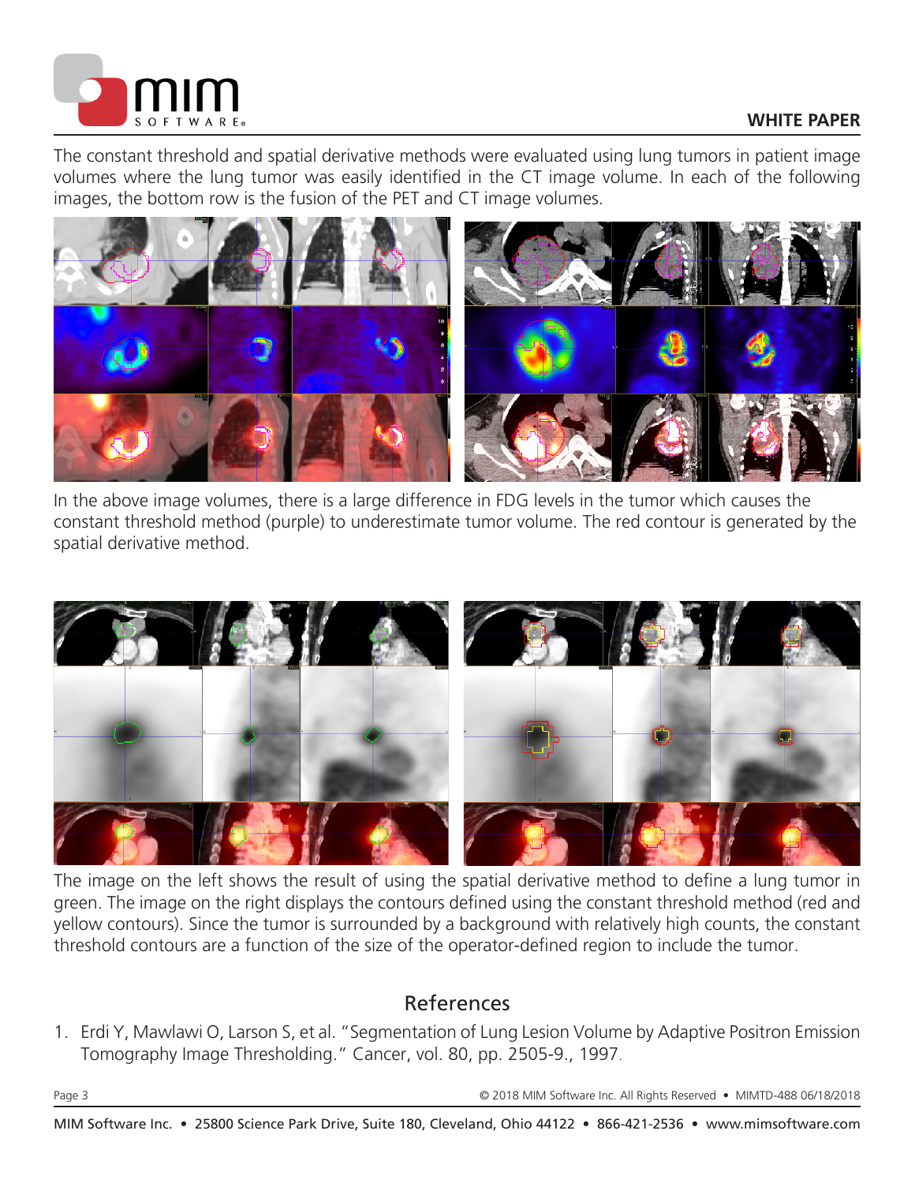The constant threshold and spatial derivative methods were evaluated using lung tumors in patient image volumes where the lung tumor was easily identified in the CT image volume. In each of the following images, the bottom row is the fusion of the PET and CT image volumes.

In the above image volumes, there is a large difference in FDG levels in the tumor which causes the constant threshold method (purple) to underestimate tumor volume. The red contour is generated by the spatial derivative method.

The image on the left shows the result of using the spatial derivative method to define a lung tumor in green. The image on the right displays the contours defined using the constant threshold method (red and yellow contours). Since the tumor is surrounded by a background with relatively high counts, the constant threshold contours are a function of the size of the operator-defined region to include the tumor.

## References

1. Erdi Y, Mawlawi O, Larson S, et al. "Segmentation of Lung Lesion Volume by Adaptive Positron Emission Tomography Image Thresholding." Cancer, vol. 80, pp. 2505-9., 1997.